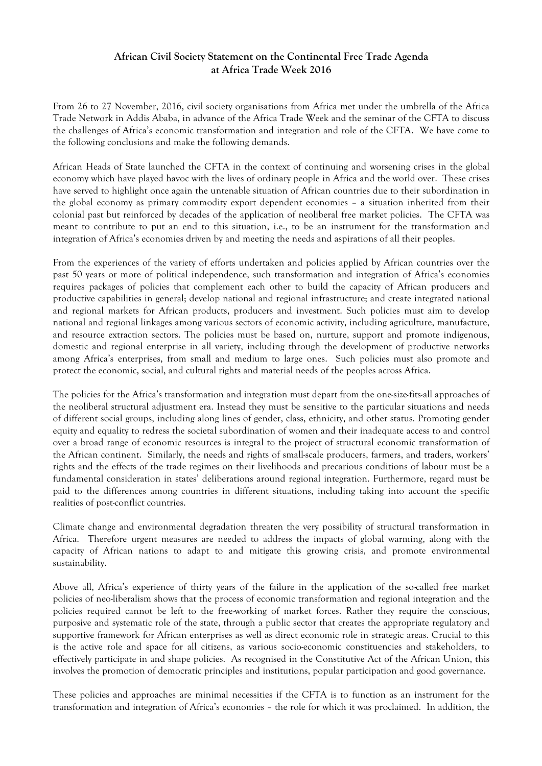# African Civil Society Statement on the Continental Free Trade Agenda at Africa Trade Week 2016

From 26 to 27 November, 2016, civil society organisations from Africa met under the umbrella of the Africa Trade Network in Addis Ababa, in advance of the Africa Trade Week and the seminar of the CFTA to discuss the challenges of Africa's economic transformation and integration and role of the CFTA. We have come to the following conclusions and make the following demands.

African Heads of State launched the CFTA in the context of continuing and worsening crises in the global economy which have played havoc with the lives of ordinary people in Africa and the world over. These crises have served to highlight once again the untenable situation of African countries due to their subordination in the global economy as primary commodity export dependent economies – a situation inherited from their colonial past but reinforced by decades of the application of neoliberal free market policies. The CFTA was meant to contribute to put an end to this situation, i.e., to be an instrument for the transformation and integration of Africa's economies driven by and meeting the needs and aspirations of all their peoples.

From the experiences of the variety of efforts undertaken and policies applied by African countries over the past 50 years or more of political independence, such transformation and integration of Africa's economies requires packages of policies that complement each other to build the capacity of African producers and productive capabilities in general; develop national and regional infrastructure; and create integrated national and regional markets for African products, producers and investment. Such policies must aim to develop national and regional linkages among various sectors of economic activity, including agriculture, manufacture, and resource extraction sectors. The policies must be based on, nurture, support and promote indigenous, domestic and regional enterprise in all variety, including through the development of productive networks among Africa's enterprises, from small and medium to large ones. Such policies must also promote and protect the economic, social, and cultural rights and material needs of the peoples across Africa.

The policies for the Africa's transformation and integration must depart from the one-size-fits-all approaches of the neoliberal structural adjustment era. Instead they must be sensitive to the particular situations and needs of different social groups, including along lines of gender, class, ethnicity, and other status. Promoting gender equity and equality to redress the societal subordination of women and their inadequate access to and control over a broad range of economic resources is integral to the project of structural economic transformation of the African continent. Similarly, the needs and rights of small-scale producers, farmers, and traders, workers' rights and the effects of the trade regimes on their livelihoods and precarious conditions of labour must be a fundamental consideration in states' deliberations around regional integration. Furthermore, regard must be paid to the differences among countries in different situations, including taking into account the specific realities of post-conflict countries.

Climate change and environmental degradation threaten the very possibility of structural transformation in Africa. Therefore urgent measures are needed to address the impacts of global warming, along with the capacity of African nations to adapt to and mitigate this growing crisis, and promote environmental sustainability.

Above all, Africa's experience of thirty years of the failure in the application of the so-called free market policies of neo-liberalism shows that the process of economic transformation and regional integration and the policies required cannot be left to the free-working of market forces. Rather they require the conscious, purposive and systematic role of the state, through a public sector that creates the appropriate regulatory and supportive framework for African enterprises as well as direct economic role in strategic areas. Crucial to this is the active role and space for all citizens, as various socio-economic constituencies and stakeholders, to effectively participate in and shape policies. As recognised in the Constitutive Act of the African Union, this involves the promotion of democratic principles and institutions, popular participation and good governance.

These policies and approaches are minimal necessities if the CFTA is to function as an instrument for the transformation and integration of Africa's economies – the role for which it was proclaimed. In addition, the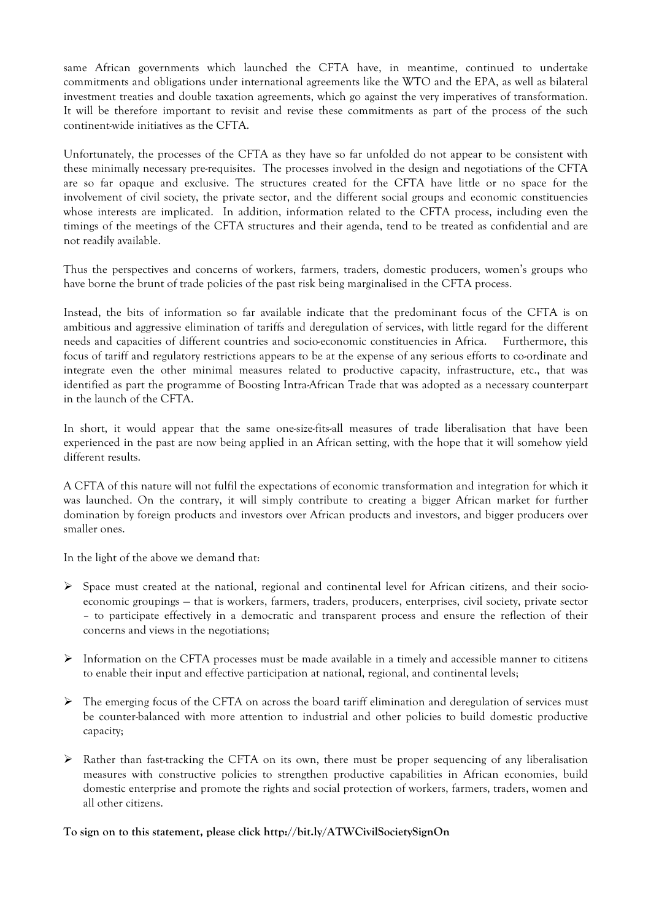same African governments which launched the CFTA have, in meantime, continued to undertake commitments and obligations under international agreements like the WTO and the EPA, as well as bilateral investment treaties and double taxation agreements, which go against the very imperatives of transformation. It will be therefore important to revisit and revise these commitments as part of the process of the such continent-wide initiatives as the CFTA.

Unfortunately, the processes of the CFTA as they have so far unfolded do not appear to be consistent with these minimally necessary pre-requisites. The processes involved in the design and negotiations of the CFTA are so far opaque and exclusive. The structures created for the CFTA have little or no space for the involvement of civil society, the private sector, and the different social groups and economic constituencies whose interests are implicated. In addition, information related to the CFTA process, including even the timings of the meetings of the CFTA structures and their agenda, tend to be treated as confidential and are not readily available.

Thus the perspectives and concerns of workers, farmers, traders, domestic producers, women's groups who have borne the brunt of trade policies of the past risk being marginalised in the CFTA process.

Instead, the bits of information so far available indicate that the predominant focus of the CFTA is on ambitious and aggressive elimination of tariffs and deregulation of services, with little regard for the different needs and capacities of different countries and socio-economic constituencies in Africa. Furthermore, this focus of tariff and regulatory restrictions appears to be at the expense of any serious efforts to co-ordinate and integrate even the other minimal measures related to productive capacity, infrastructure, etc., that was identified as part the programme of Boosting Intra-African Trade that was adopted as a necessary counterpart in the launch of the CFTA.

In short, it would appear that the same one-size-fits-all measures of trade liberalisation that have been experienced in the past are now being applied in an African setting, with the hope that it will somehow yield different results.

A CFTA of this nature will not fulfil the expectations of economic transformation and integration for which it was launched. On the contrary, it will simply contribute to creating a bigger African market for further domination by foreign products and investors over African products and investors, and bigger producers over smaller ones.

In the light of the above we demand that:

- Space must created at the national, regional and continental level for African citizens, and their socio-economic groupings — that is workers, farmers, traders, producers, enterprises, civil society, private sector – to participate effectively in a democratic and transparent process and ensure the reflection of their concerns and views in the negotiations;

- Information on the CFTA processes must be made available in a timely and accessible manner to citizens to enable their input and effective participation at national, regional, and continental levels;

- The emerging focus of the CFTA on across the board tariff elimination and deregulation of services must be counter-balanced with more attention to industrial and other policies to build domestic productive capacity;

- Rather than fast-tracking the CFTA on its own, there must be proper sequencing of any liberalisation measures with constructive policies to strengthen productive capabilities in African economies, build domestic enterprise and promote the rights and social protection of workers, farmers, traders, women and all other citizens.

**To sign on to this statement, please click http://bit.ly/ATWCivilSocietySignOn**